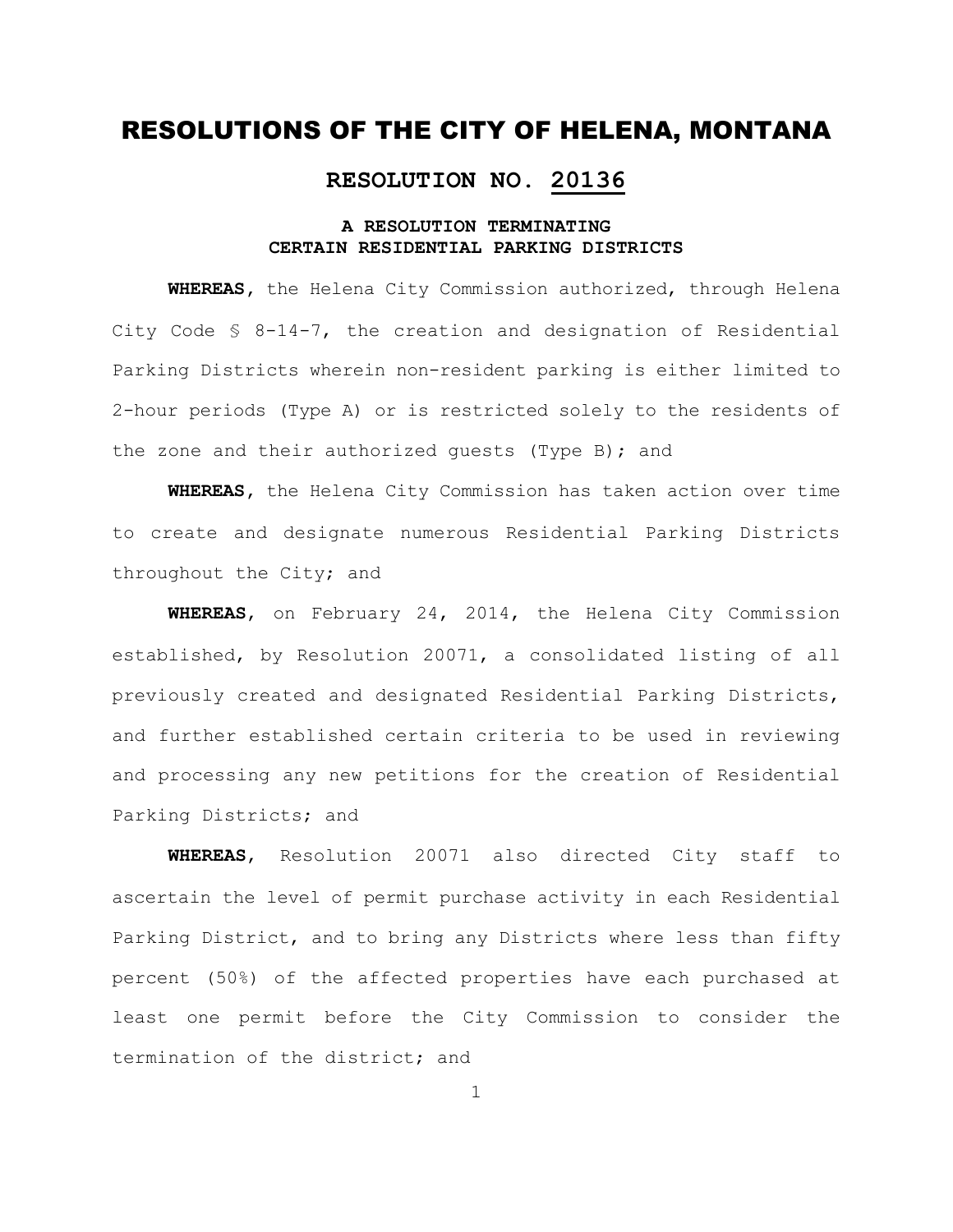# RESOLUTIONS OF THE CITY OF HELENA, MONTANA

## RESOLUTION NO. 20136

### A RESOLUTION TERMINATING CERTAIN RESIDENTIAL PARKING DISTRICTS

**WHEREAS**, the Helena City Commission authorized, through Helena City Code § 8-14-7, the creation and designation of Residential Parking Districts wherein non-resident parking is either limited to 2-hour periods (Type A) or is restricted solely to the residents of the zone and their authorized guests (Type B); and

**WHEREAS**, the Helena City Commission has taken action over time to create and designate numerous Residential Parking Districts throughout the City; and

**WHEREAS**, on February 24, 2014, the Helena City Commission established, by Resolution 20071, a consolidated listing of all previously created and designated Residential Parking Districts, and further established certain criteria to be used in reviewing and processing any new petitions for the creation of Residential Parking Districts; and

**WHEREAS**, Resolution 20071 also directed City staff to ascertain the level of permit purchase activity in each Residential Parking District, and to bring any Districts where less than fifty percent (50%) of the affected properties have each purchased at least one permit before the City Commission to consider the termination of the district; and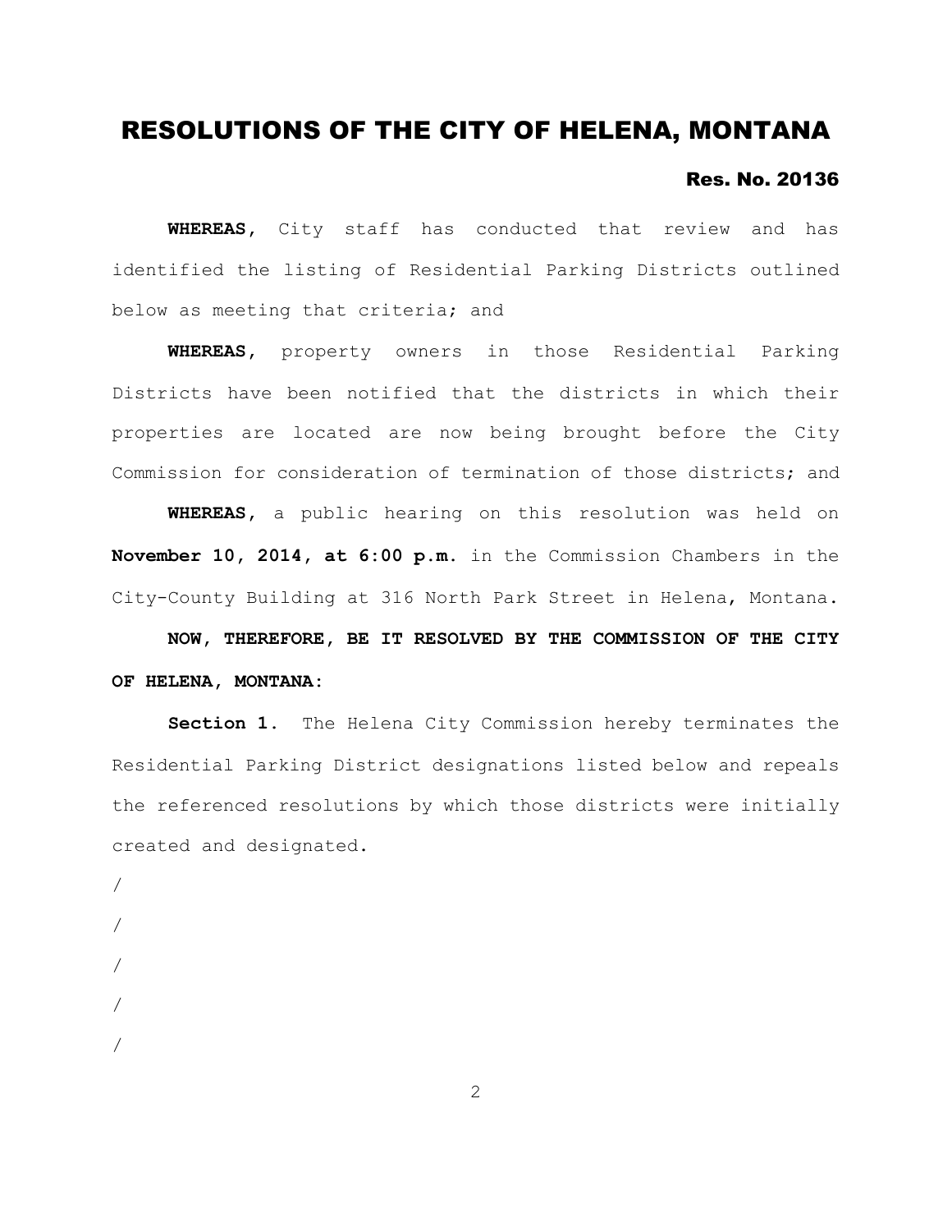# RESOLUTIONS OF THE CITY OF HELENA, MONTANA

**Res. No. 20136**

**WHEREAS,** City staff has conducted that review and has identified the listing of Residential Parking Districts outlined below as meeting that criteria; and

**WHEREAS,** property owners in those Residential Parking Districts have been notified that the districts in which their properties are located are now being brought before the City Commission for consideration of termination of those districts; and

**WHEREAS,** a public hearing on this resolution was held on **November 10, 2014, at 6:00 p.m.** in the Commission Chambers in the City-County Building at 316 North Park Street in Helena, Montana.

**NOW, THEREFORE, BE IT RESOLVED BY THE COMMISSION OF THE CITY OF HELENA, MONTANA:**

**Section 1.** The Helena City Commission hereby terminates the Residential Parking District designations listed below and repeals the referenced resolutions by which those districts were initially created and designated.

/

/

/

/

/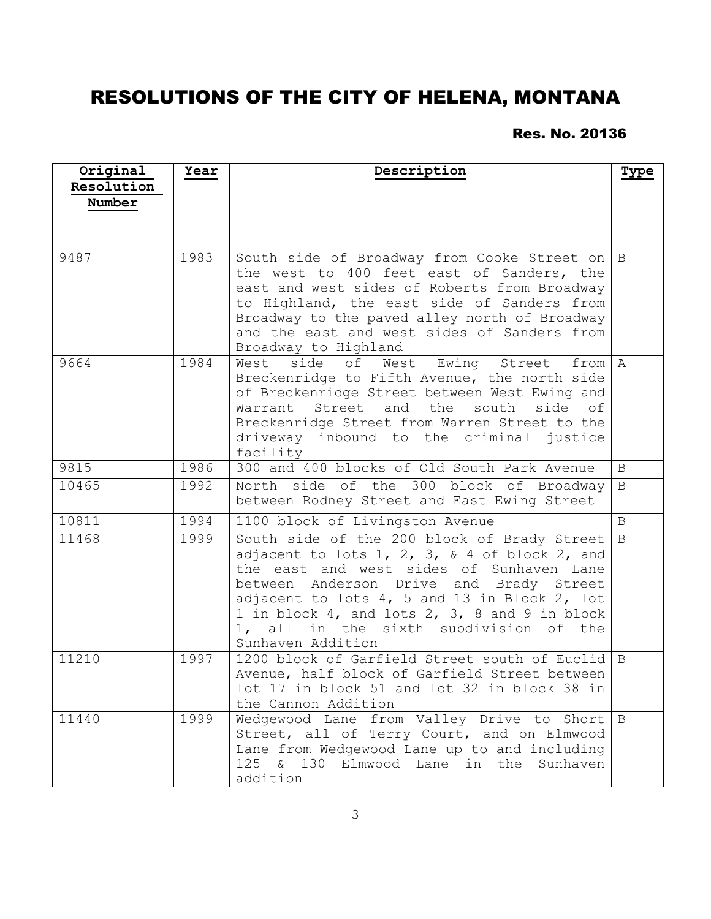# RESOLUTIONS OF THE CITY OF HELENA, MONTANA

**Res. No. 20136**

| Original Resolution Number | Year | Description | Type |
|---|---|---|---|
| 9487 | 1983 | South side of Broadway from Cooke Street on the west to 400 feet east of Sanders, the east and west sides of Roberts from Broadway to Highland, the east side of Sanders from Broadway to the paved alley north of Broadway and the east and west sides of Sanders from Broadway to Highland | B |
| 9664 | 1984 | West side of West Ewing Street from Breckenridge to Fifth Avenue, the north side of Breckenridge Street between West Ewing and Warrant Street and the south side of Breckenridge Street from Warren Street to the driveway inbound to the criminal justice facility | A |
| 9815 | 1986 | 300 and 400 blocks of Old South Park Avenue | B |
| 10465 | 1992 | North side of the 300 block of Broadway between Rodney Street and East Ewing Street | B |
| 10811 | 1994 | 1100 block of Livingston Avenue | B |
| 11468 | 1999 | South side of the 200 block of Brady Street adjacent to lots 1, 2, 3, & 4 of block 2, and the east and west sides of Sunhaven Lane between Anderson Drive and Brady Street adjacent to lots 4, 5 and 13 in Block 2, lot 1 in block 4, and lots 2, 3, 8 and 9 in block 1, all in the sixth subdivision of the Sunhaven Addition | B |
| 11210 | 1997 | 1200 block of Garfield Street south of Euclid Avenue, half block of Garfield Street between lot 17 in block 51 and lot 32 in block 38 in the Cannon Addition | B |
| 11440 | 1999 | Wedgewood Lane from Valley Drive to Short Street, all of Terry Court, and on Elmwood Lane from Wedgewood Lane up to and including 125 & 130 Elmwood Lane in the Sunhaven addition | B |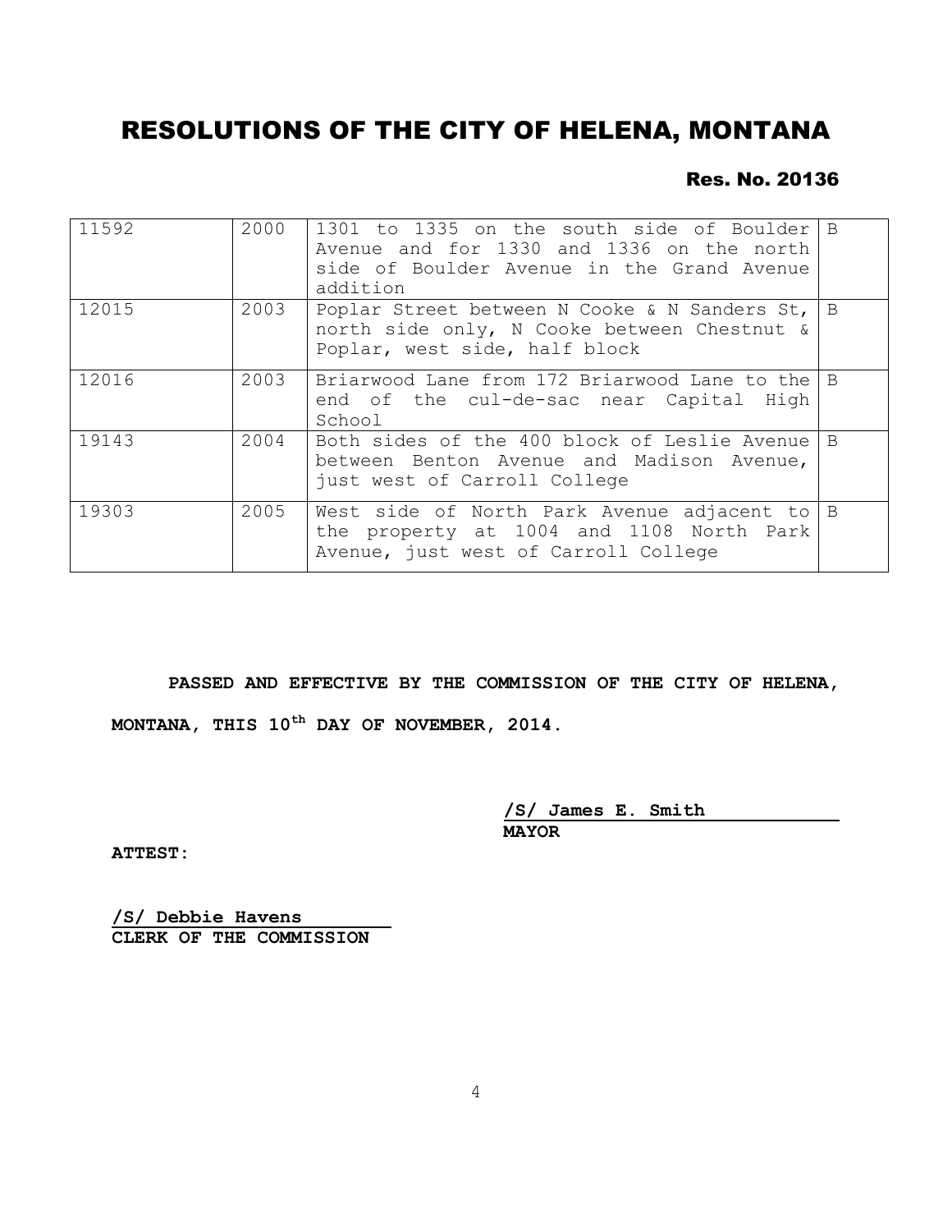# RESOLUTIONS OF THE CITY OF HELENA, MONTANA

### Res. No. 20136

| | | | |
|---|---|---|---|
| 11592 | 2000 | 1301 to 1335 on the south side of Boulder Avenue and for 1330 and 1336 on the north side of Boulder Avenue in the Grand Avenue addition | B |
| 12015 | 2003 | Poplar Street between N Cooke & N Sanders St, north side only, N Cooke between Chestnut & Poplar, west side, half block | B |
| 12016 | 2003 | Briarwood Lane from 172 Briarwood Lane to the end of the cul-de-sac near Capital High School | B |
| 19143 | 2004 | Both sides of the 400 block of Leslie Avenue between Benton Avenue and Madison Avenue, just west of Carroll College | B |
| 19303 | 2005 | West side of North Park Avenue adjacent to the property at 1004 and 1108 North Park Avenue, just west of Carroll College | B |

**PASSED AND EFFECTIVE BY THE COMMISSION OF THE CITY OF HELENA, MONTANA, THIS 10th DAY OF NOVEMBER, 2014.**

**/S/ James E. Smith**
**MAYOR**

**ATTEST:**

**/S/ Debbie Havens**
**CLERK OF THE COMMISSION**